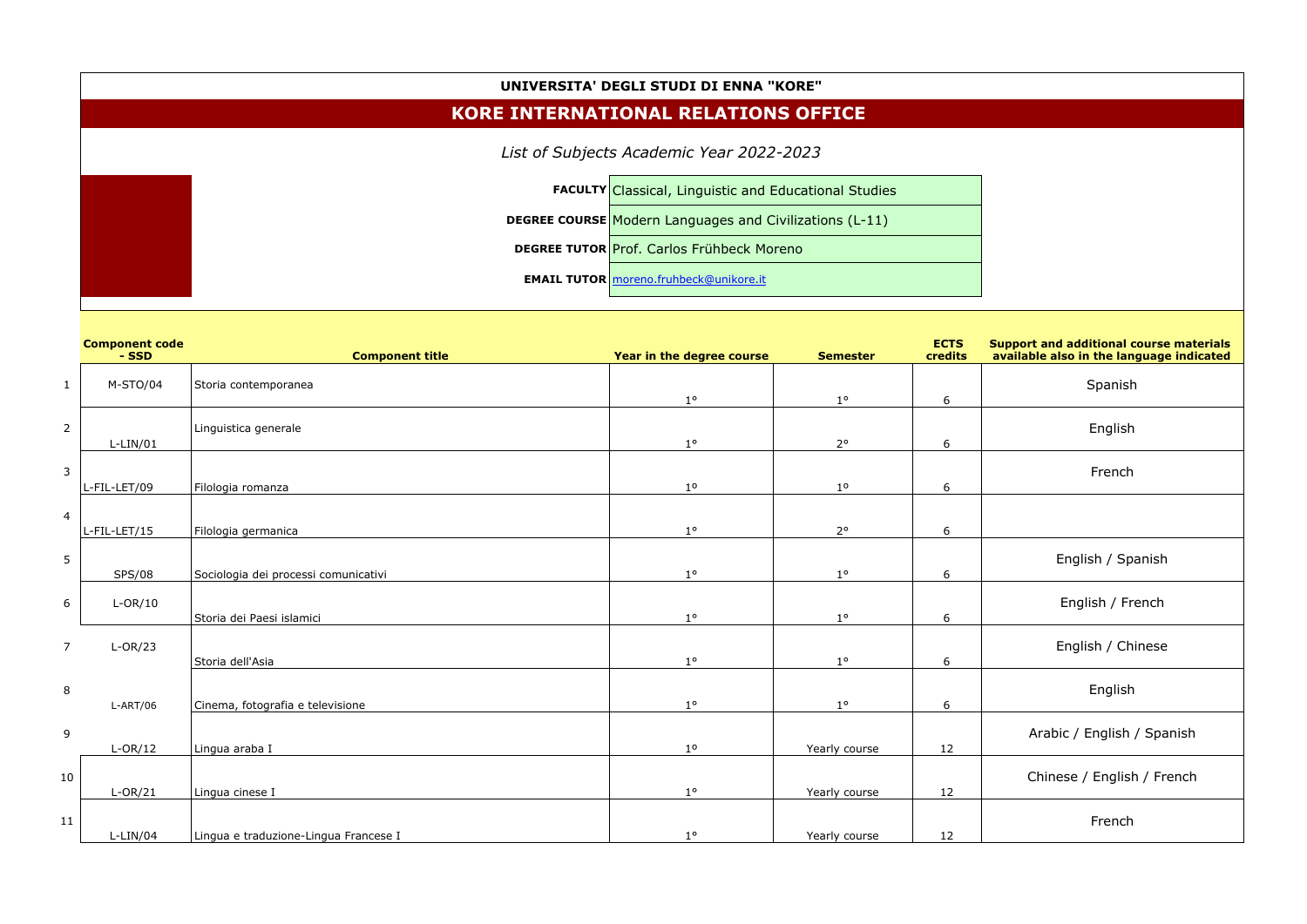**UNIVERSITA' DEGLI STUDI DI ENNA "KORE"**

# KORE INTERNATIONAL RELATIONS OFFICE

*List of Subjects Academic Year 2022-2023*

| | |
|---|---|
| **FACULTY** | Classical, Linguistic and Educational Studies |
| **DEGREE COURSE** | Modern Languages and Civilizations (L-11) |
| **DEGREE TUTOR** | Prof. Carlos Frühbeck Moreno |
| **EMAIL TUTOR** | moreno.fruhbeck@unikore.it |

| | Component code - SSD | Component title | Year in the degree course | Semester | ECTS credits | Support and additional course materials available also in the language indicated |
|---|---|---|---|---|---|---|
| 1 | M-STO/04 | Storia contemporanea | 1° | 1° | 6 | Spanish |
| 2 | L-LIN/01 | Linguistica generale | 1° | 2° | 6 | English |
| 3 | L-FIL-LET/09 | Filologia romanza | 1º | 1º | 6 | French |
| 4 | L-FIL-LET/15 | Filologia germanica | 1° | 2° | 6 | |
| 5 | SPS/08 | Sociologia dei processi comunicativi | 1° | 1° | 6 | English / Spanish |
| 6 | L-OR/10 | Storia dei Paesi islamici | 1° | 1° | 6 | English / French |
| 7 | L-OR/23 | Storia dell'Asia | 1° | 1° | 6 | English / Chinese |
| 8 | L-ART/06 | Cinema, fotografia e televisione | 1° | 1° | 6 | English |
| 9 | L-OR/12 | Lingua araba I | 1º | Yearly course | 12 | Arabic / English / Spanish |
| 10 | L-OR/21 | Lingua cinese I | 1° | Yearly course | 12 | Chinese / English / French |
| 11 | L-LIN/04 | Lingua e traduzione-Lingua Francese I | 1° | Yearly course | 12 | French |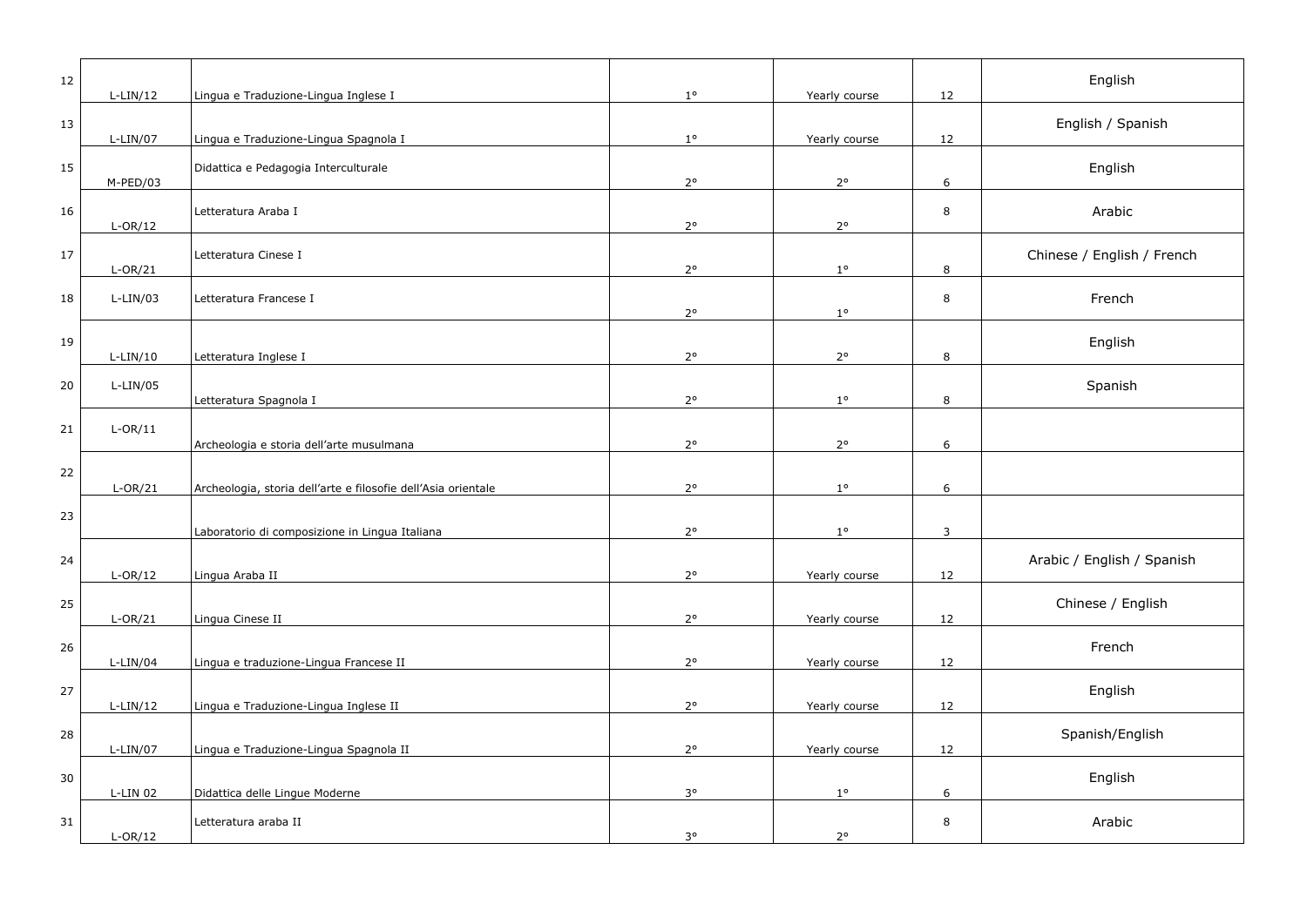| | | | | | | |
|---|---|---|---|---|---|---|
| 12 | L-LIN/12 | Lingua e Traduzione-Lingua Inglese I | 1° | Yearly course | 12 | English |
| 13 | L-LIN/07 | Lingua e Traduzione-Lingua Spagnola I | 1° | Yearly course | 12 | English / Spanish |
| 15 | M-PED/03 | Didattica e Pedagogia Interculturale | 2° | 2° | 6 | English |
| 16 | L-OR/12 | Letteratura Araba I | 2° | 2° | 8 | Arabic |
| 17 | L-OR/21 | Letteratura Cinese I | 2° | 1° | 8 | Chinese / English / French |
| 18 | L-LIN/03 | Letteratura Francese I | 2° | 1° | 8 | French |
| 19 | L-LIN/10 | Letteratura Inglese I | 2° | 2° | 8 | English |
| 20 | L-LIN/05 | Letteratura Spagnola I | 2° | 1° | 8 | Spanish |
| 21 | L-OR/11 | Archeologia e storia dell'arte musulmana | 2° | 2° | 6 | |
| 22 | L-OR/21 | Archeologia, storia dell'arte e filosofie dell'Asia orientale | 2° | 1° | 6 | |
| 23 | | Laboratorio di composizione in Lingua Italiana | 2° | 1° | 3 | |
| 24 | L-OR/12 | Lingua Araba II | 2° | Yearly course | 12 | Arabic / English / Spanish |
| 25 | L-OR/21 | Lingua Cinese II | 2° | Yearly course | 12 | Chinese / English |
| 26 | L-LIN/04 | Lingua e traduzione-Lingua Francese II | 2° | Yearly course | 12 | French |
| 27 | L-LIN/12 | Lingua e Traduzione-Lingua Inglese II | 2° | Yearly course | 12 | English |
| 28 | L-LIN/07 | Lingua e Traduzione-Lingua Spagnola II | 2° | Yearly course | 12 | Spanish/English |
| 30 | L-LIN 02 | Didattica delle Lingue Moderne | 3° | 1° | 6 | English |
| 31 | L-OR/12 | Letteratura araba II | 3° | 2° | 8 | Arabic |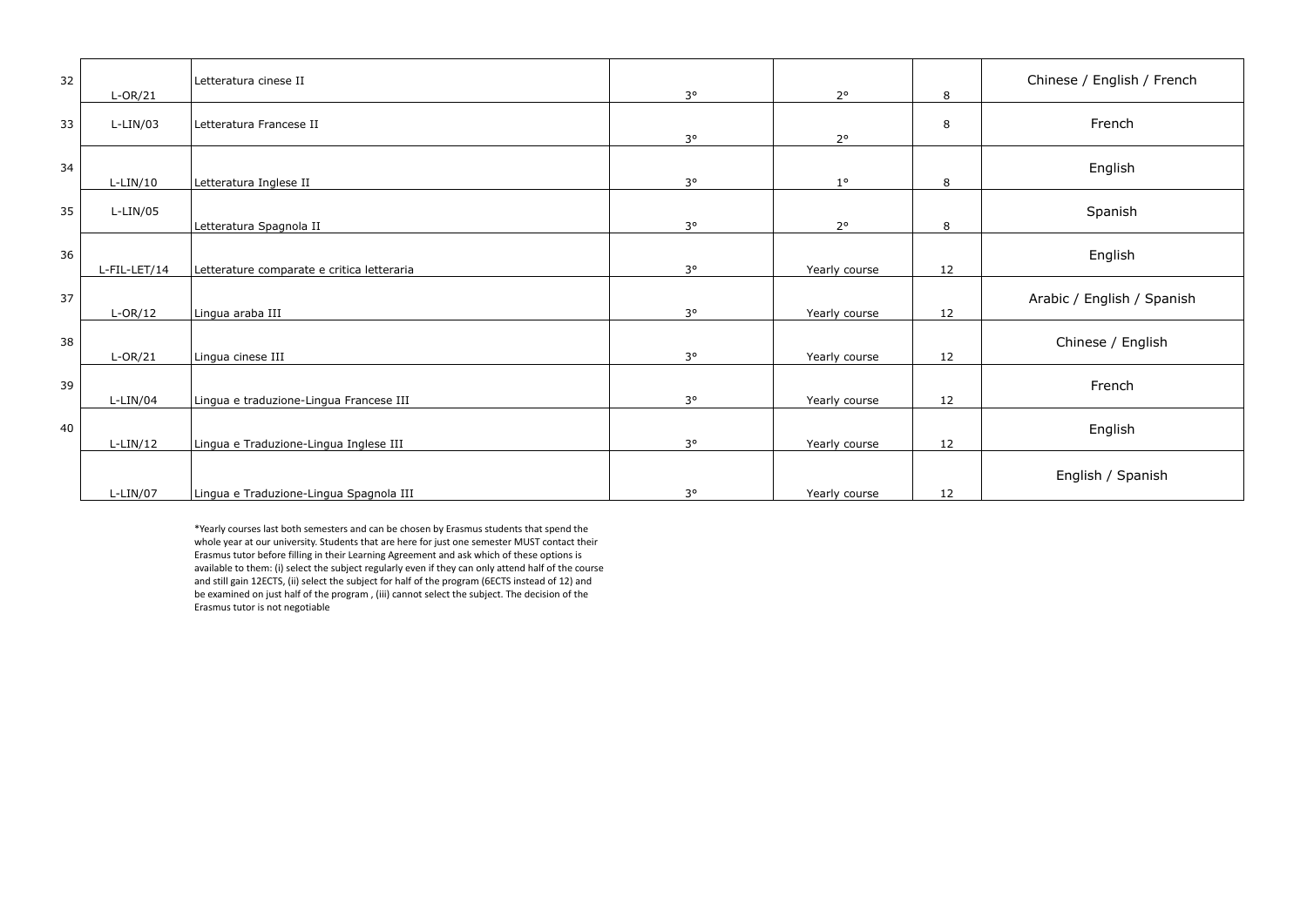| | | | | | | |
|---|---|---|---|---|---|---|
| 32 | L-OR/21 | Letteratura cinese II | 3° | 2° | 8 | Chinese / English / French |
| 33 | L-LIN/03 | Letteratura Francese II | 3° | 2° | 8 | French |
| 34 | L-LIN/10 | Letteratura Inglese II | 3° | 1° | 8 | English |
| 35 | L-LIN/05 | Letteratura Spagnola II | 3° | 2° | 8 | Spanish |
| 36 | L-FIL-LET/14 | Letterature comparate e critica letteraria | 3° | Yearly course | 12 | English |
| 37 | L-OR/12 | Lingua araba III | 3° | Yearly course | 12 | Arabic / English / Spanish |
| 38 | L-OR/21 | Lingua cinese III | 3° | Yearly course | 12 | Chinese / English |
| 39 | L-LIN/04 | Lingua e traduzione-Lingua Francese III | 3° | Yearly course | 12 | French |
| 40 | L-LIN/12 | Lingua e Traduzione-Lingua Inglese III | 3° | Yearly course | 12 | English |
| | L-LIN/07 | Lingua e Traduzione-Lingua Spagnola III | 3° | Yearly course | 12 | English / Spanish |

*Yearly courses last both semesters and can be chosen by Erasmus students that spend the whole year at our university. Students that are here for just one semester MUST contact their Erasmus tutor before filling in their Learning Agreement and ask which of these options is available to them: (i) select the subject regularly even if they can only attend half of the course and still gain 12ECTS, (ii) select the subject for half of the program (6ECTS instead of 12) and be examined on just half of the program , (iii) cannot select the subject. The decision of the Erasmus tutor is not negotiable